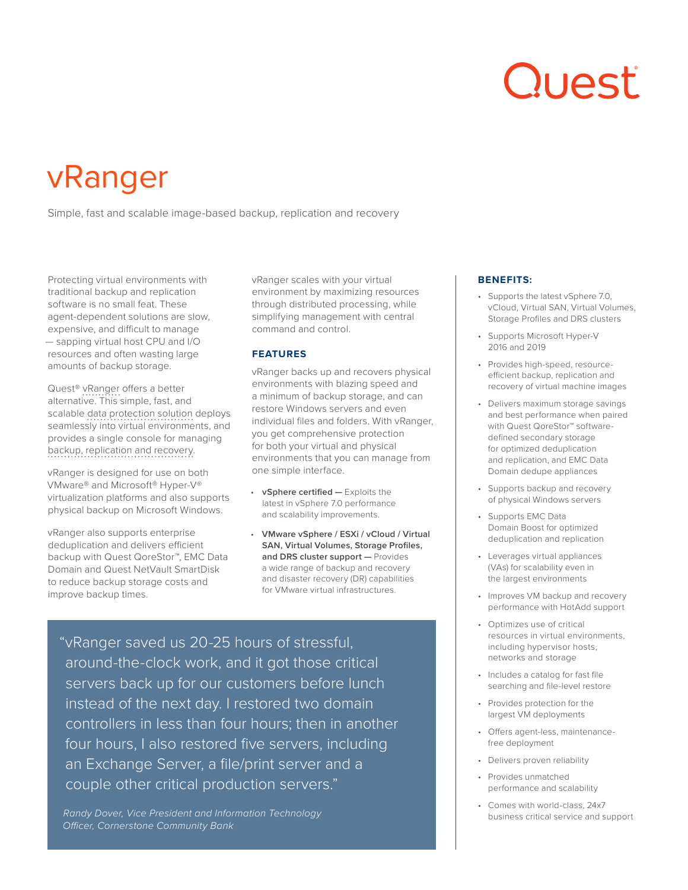# vRanger

Simple, fast and scalable image-based backup, replication and recovery

Protecting virtual environments with traditional backup and replication software is no small feat. These agent-dependent solutions are slow, expensive, and difficult to manage — sapping virtual host CPU and I/O resources and often wasting large amounts of backup storage.

Quest® vRanger offers a better alternative. This simple, fast, and scalable data protection solution deploys seamlessly into virtual environments, and provides a single console for managing backup, replication and recovery.

vRanger is designed for use on both VMware® and Microsoft® Hyper-V® virtualization platforms and also supports physical backup on Microsoft Windows.

vRanger also supports enterprise deduplication and delivers efficient backup with Quest QoreStor™, EMC Data Domain and Quest NetVault SmartDisk to reduce backup storage costs and improve backup times.

vRanger scales with your virtual environment by maximizing resources through distributed processing, while simplifying management with central command and control.

## FEATURES

vRanger backs up and recovers physical environments with blazing speed and a minimum of backup storage, and can restore Windows servers and even individual files and folders. With vRanger, you get comprehensive protection for both your virtual and physical environments that you can manage from one simple interface.

- **vSphere certified —** Exploits the latest in vSphere 7.0 performance and scalability improvements.
- **VMware vSphere / ESXi / vCloud / Virtual SAN, Virtual Volumes, Storage Profiles, and DRS cluster support —** Provides a wide range of backup and recovery and disaster recovery (DR) capabilities for VMware virtual infrastructures.

> "vRanger saved us 20-25 hours of stressful, around-the-clock work, and it got those critical servers back up for our customers before lunch instead of the next day. I restored two domain controllers in less than four hours; then in another four hours, I also restored five servers, including an Exchange Server, a file/print server and a couple other critical production servers."
>
> *Randy Dover, Vice President and Information Technology Officer, Cornerstone Community Bank*

## BENEFITS:

- Supports the latest vSphere 7.0, vCloud, Virtual SAN, Virtual Volumes, Storage Profiles and DRS clusters
- Supports Microsoft Hyper-V 2016 and 2019
- Provides high-speed, resource-efficient backup, replication and recovery of virtual machine images
- Delivers maximum storage savings and best performance when paired with Quest QoreStor™ software-defined secondary storage for optimized deduplication and replication, and EMC Data Domain dedupe appliances
- Supports backup and recovery of physical Windows servers
- Supports EMC Data Domain Boost for optimized deduplication and replication
- Leverages virtual appliances (VAs) for scalability even in the largest environments
- Improves VM backup and recovery performance with HotAdd support
- Optimizes use of critical resources in virtual environments, including hypervisor hosts, networks and storage
- Includes a catalog for fast file searching and file-level restore
- Provides protection for the largest VM deployments
- Offers agent-less, maintenance-free deployment
- Delivers proven reliability
- Provides unmatched performance and scalability
- Comes with world-class, 24x7 business critical service and support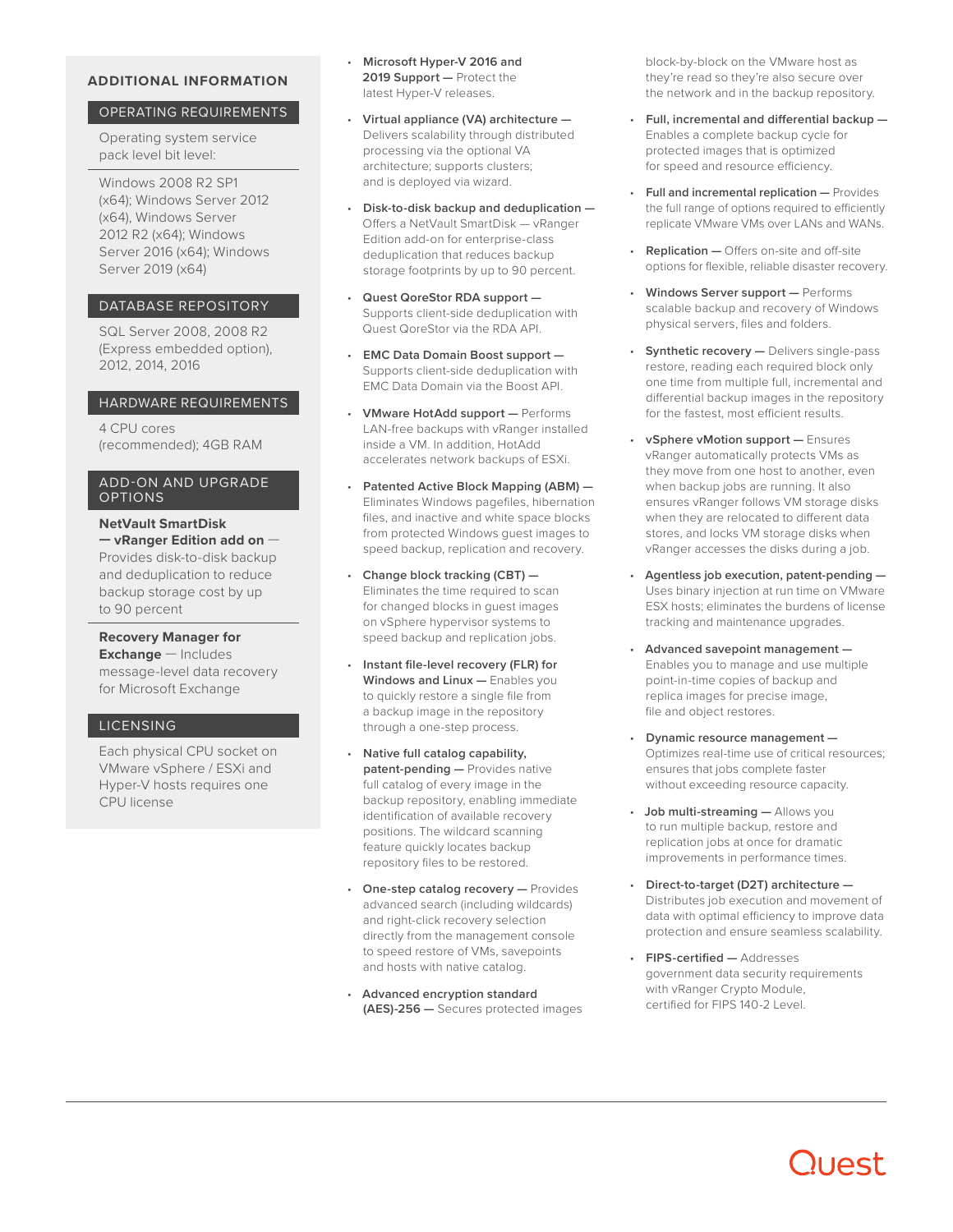## ADDITIONAL INFORMATION

### OPERATING REQUIREMENTS

Operating system service pack level bit level:

Windows 2008 R2 SP1 (x64); Windows Server 2012 (x64), Windows Server 2012 R2 (x64); Windows Server 2016 (x64); Windows Server 2019 (x64)

### DATABASE REPOSITORY

SQL Server 2008, 2008 R2 (Express embedded option), 2012, 2014, 2016

### HARDWARE REQUIREMENTS

4 CPU cores (recommended); 4GB RAM

### ADD-ON AND UPGRADE OPTIONS

**NetVault SmartDisk — vRanger Edition add on** — Provides disk-to-disk backup and deduplication to reduce backup storage cost by up to 90 percent

**Recovery Manager for Exchange** — Includes message-level data recovery for Microsoft Exchange

### LICENSING

Each physical CPU socket on VMware vSphere / ESXi and Hyper-V hosts requires one CPU license

- **Microsoft Hyper-V 2016 and 2019 Support —** Protect the latest Hyper-V releases.
- **Virtual appliance (VA) architecture —** Delivers scalability through distributed processing via the optional VA architecture; supports clusters; and is deployed via wizard.
- **Disk-to-disk backup and deduplication —** Offers a NetVault SmartDisk — vRanger Edition add-on for enterprise-class deduplication that reduces backup storage footprints by up to 90 percent.
- **Quest QoreStor RDA support —** Supports client-side deduplication with Quest QoreStor via the RDA API.
- **EMC Data Domain Boost support —** Supports client-side deduplication with EMC Data Domain via the Boost API.
- **VMware HotAdd support —** Performs LAN-free backups with vRanger installed inside a VM. In addition, HotAdd accelerates network backups of ESXi.
- **Patented Active Block Mapping (ABM) —** Eliminates Windows pagefiles, hibernation files, and inactive and white space blocks from protected Windows guest images to speed backup, replication and recovery.
- **Change block tracking (CBT) —** Eliminates the time required to scan for changed blocks in guest images on vSphere hypervisor systems to speed backup and replication jobs.
- **Instant file-level recovery (FLR) for Windows and Linux —** Enables you to quickly restore a single file from a backup image in the repository through a one-step process.
- **Native full catalog capability, patent-pending —** Provides native full catalog of every image in the backup repository, enabling immediate identification of available recovery positions. The wildcard scanning feature quickly locates backup repository files to be restored.
- **One-step catalog recovery —** Provides advanced search (including wildcards) and right-click recovery selection directly from the management console to speed restore of VMs, savepoints and hosts with native catalog.
- **Advanced encryption standard (AES)-256 —** Secures protected images block-by-block on the VMware host as they're read so they're also secure over the network and in the backup repository.
- **Full, incremental and differential backup —** Enables a complete backup cycle for protected images that is optimized for speed and resource efficiency.
- **Full and incremental replication —** Provides the full range of options required to efficiently replicate VMware VMs over LANs and WANs.
- **Replication —** Offers on-site and off-site options for flexible, reliable disaster recovery.
- **Windows Server support —** Performs scalable backup and recovery of Windows physical servers, files and folders.
- **Synthetic recovery —** Delivers single-pass restore, reading each required block only one time from multiple full, incremental and differential backup images in the repository for the fastest, most efficient results.
- **vSphere vMotion support —** Ensures vRanger automatically protects VMs as they move from one host to another, even when backup jobs are running. It also ensures vRanger follows VM storage disks when they are relocated to different data stores, and locks VM storage disks when vRanger accesses the disks during a job.
- **Agentless job execution, patent-pending —** Uses binary injection at run time on VMware ESX hosts; eliminates the burdens of license tracking and maintenance upgrades.
- **Advanced savepoint management —** Enables you to manage and use multiple point-in-time copies of backup and replica images for precise image, file and object restores.
- **Dynamic resource management —** Optimizes real-time use of critical resources; ensures that jobs complete faster without exceeding resource capacity.
- **Job multi-streaming —** Allows you to run multiple backup, restore and replication jobs at once for dramatic improvements in performance times.
- **Direct-to-target (D2T) architecture —** Distributes job execution and movement of data with optimal efficiency to improve data protection and ensure seamless scalability.
- **FIPS-certified —** Addresses government data security requirements with vRanger Crypto Module, certified for FIPS 140-2 Level.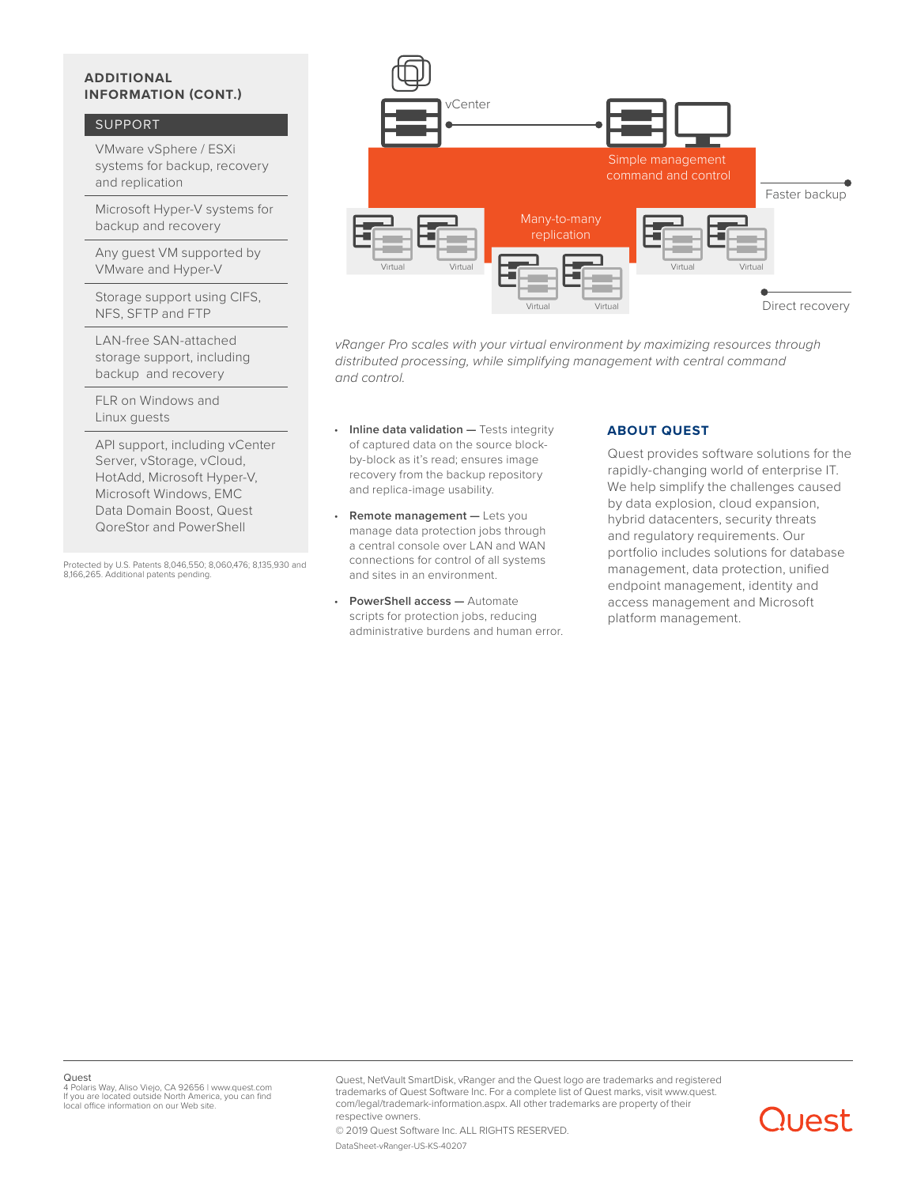## ADDITIONAL INFORMATION (CONT.)

### SUPPORT

- VMware vSphere / ESXi systems for backup, recovery and replication
- Microsoft Hyper-V systems for backup and recovery
- Any guest VM supported by VMware and Hyper-V
- Storage support using CIFS, NFS, SFTP and FTP
- LAN-free SAN-attached storage support, including backup and recovery
- FLR on Windows and Linux guests
- API support, including vCenter Server, vStorage, vCloud, HotAdd, Microsoft Hyper-V, Microsoft Windows, EMC Data Domain Boost, Quest QoreStor and PowerShell

Protected by U.S. Patents 8,046,550; 8,060,476; 8,135,930 and 8,166,265. Additional patents pending.

vCenter

Simple management command and control

Faster backup

Many-to-many replication

Virtual

Direct recovery

*vRanger Pro scales with your virtual environment by maximizing resources through distributed processing, while simplifying management with central command and control.*

- **Inline data validation —** Tests integrity of captured data on the source block-by-block as it's read; ensures image recovery from the backup repository and replica-image usability.
- **Remote management —** Lets you manage data protection jobs through a central console over LAN and WAN connections for control of all systems and sites in an environment.
- **PowerShell access —** Automate scripts for protection jobs, reducing administrative burdens and human error.

## ABOUT QUEST

Quest provides software solutions for the rapidly-changing world of enterprise IT. We help simplify the challenges caused by data explosion, cloud expansion, hybrid datacenters, security threats and regulatory requirements. Our portfolio includes solutions for database management, data protection, unified endpoint management, identity and access management and Microsoft platform management.

Quest
4 Polaris Way, Aliso Viejo, CA 92656 | www.quest.com
If you are located outside North America, you can find local office information on our Web site.

Quest, NetVault SmartDisk, vRanger and the Quest logo are trademarks and registered trademarks of Quest Software Inc. For a complete list of Quest marks, visit www.quest.com/legal/trademark-information.aspx. All other trademarks are property of their respective owners.

© 2019 Quest Software Inc. ALL RIGHTS RESERVED.

DataSheet-vRanger-US-KS-40207